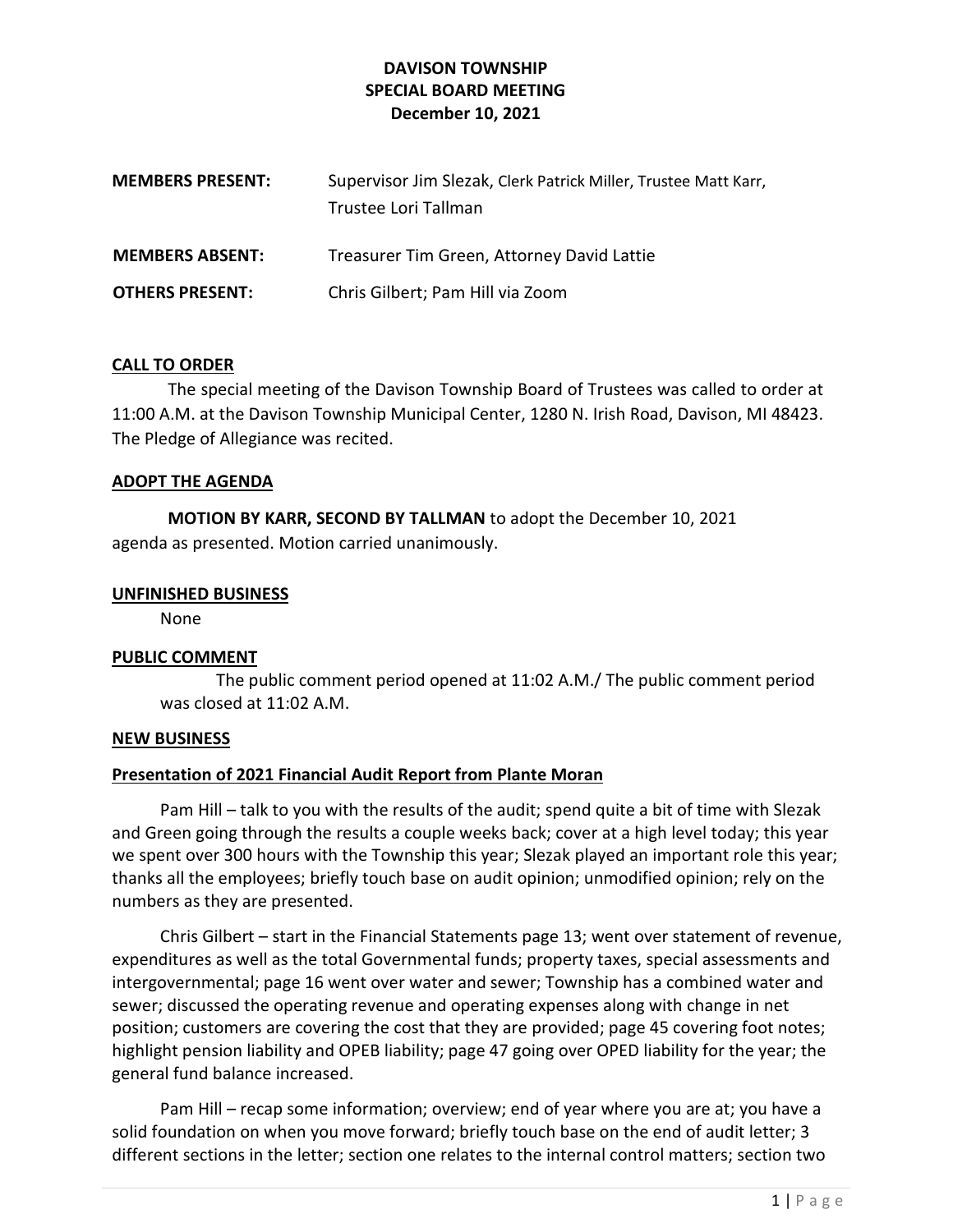# DAVISON TOWNSHIP
## SPECIAL BOARD MEETING
### December 10, 2021

**MEMBERS PRESENT:** Supervisor Jim Slezak, Clerk Patrick Miller, Trustee Matt Karr, Trustee Lori Tallman

**MEMBERS ABSENT:** Treasurer Tim Green, Attorney David Lattie

**OTHERS PRESENT:** Chris Gilbert; Pam Hill via Zoom

**CALL TO ORDER**

The special meeting of the Davison Township Board of Trustees was called to order at 11:00 A.M. at the Davison Township Municipal Center, 1280 N. Irish Road, Davison, MI 48423. The Pledge of Allegiance was recited.

**ADOPT THE AGENDA**

**MOTION BY KARR, SECOND BY TALLMAN** to adopt the December 10, 2021 agenda as presented. Motion carried unanimously.

**UNFINISHED BUSINESS**

None

**PUBLIC COMMENT**

The public comment period opened at 11:02 A.M./ The public comment period was closed at 11:02 A.M.

**NEW BUSINESS**

**Presentation of 2021 Financial Audit Report from Plante Moran**

Pam Hill – talk to you with the results of the audit; spend quite a bit of time with Slezak and Green going through the results a couple weeks back; cover at a high level today; this year we spent over 300 hours with the Township this year; Slezak played an important role this year; thanks all the employees; briefly touch base on audit opinion; unmodified opinion; rely on the numbers as they are presented.

Chris Gilbert – start in the Financial Statements page 13; went over statement of revenue, expenditures as well as the total Governmental funds; property taxes, special assessments and intergovernmental; page 16 went over water and sewer; Township has a combined water and sewer; discussed the operating revenue and operating expenses along with change in net position; customers are covering the cost that they are provided; page 45 covering foot notes; highlight pension liability and OPEB liability; page 47 going over OPED liability for the year; the general fund balance increased.

Pam Hill – recap some information; overview; end of year where you are at; you have a solid foundation on when you move forward; briefly touch base on the end of audit letter; 3 different sections in the letter; section one relates to the internal control matters; section two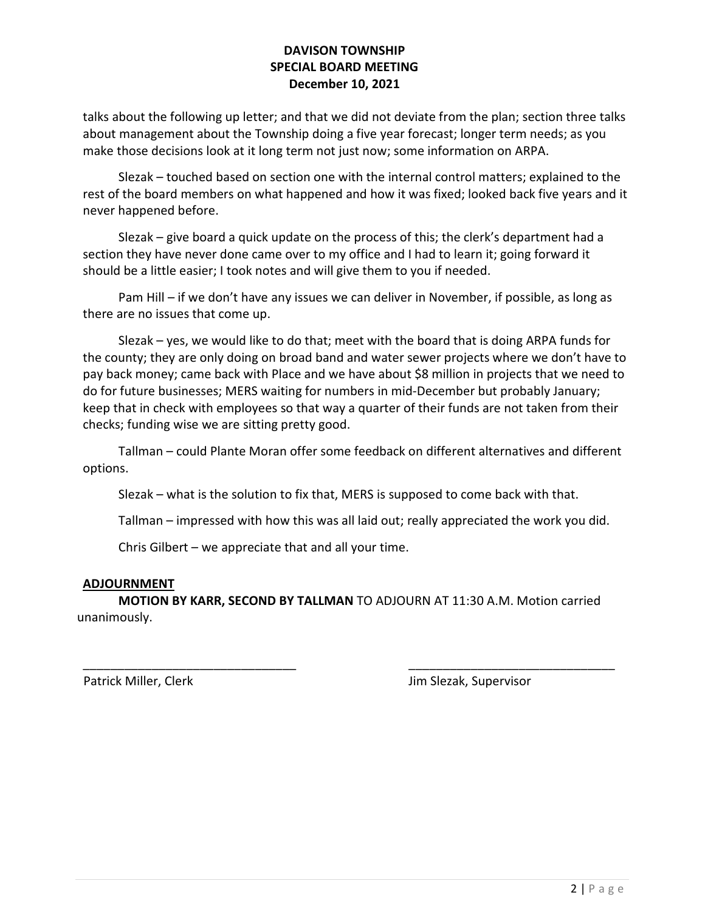talks about the following up letter; and that we did not deviate from the plan; section three talks about management about the Township doing a five year forecast; longer term needs; as you make those decisions look at it long term not just now; some information on ARPA.

Slezak – touched based on section one with the internal control matters; explained to the rest of the board members on what happened and how it was fixed; looked back five years and it never happened before.

Slezak – give board a quick update on the process of this; the clerk's department had a section they have never done came over to my office and I had to learn it; going forward it should be a little easier; I took notes and will give them to you if needed.

Pam Hill – if we don't have any issues we can deliver in November, if possible, as long as there are no issues that come up.

Slezak – yes, we would like to do that; meet with the board that is doing ARPA funds for the county; they are only doing on broad band and water sewer projects where we don't have to pay back money; came back with Place and we have about $8 million in projects that we need to do for future businesses; MERS waiting for numbers in mid-December but probably January; keep that in check with employees so that way a quarter of their funds are not taken from their checks; funding wise we are sitting pretty good.

Tallman – could Plante Moran offer some feedback on different alternatives and different options.

Slezak – what is the solution to fix that, MERS is supposed to come back with that.

Tallman – impressed with how this was all laid out; really appreciated the work you did.

Chris Gilbert – we appreciate that and all your time.

**ADJOURNMENT**

**MOTION BY KARR, SECOND BY TALLMAN** TO ADJOURN AT 11:30 A.M. Motion carried unanimously.

\_\_\_\_\_\_\_\_\_\_\_\_\_\_\_\_\_\_\_\_\_\_\_\_\_\_\_\_\_\_\_\_ \_\_\_\_\_\_\_\_\_\_\_\_\_\_\_\_\_\_\_\_\_\_\_\_\_\_\_\_\_\_\_\_

Patrick Miller, Clerk

Jim Slezak, Supervisor